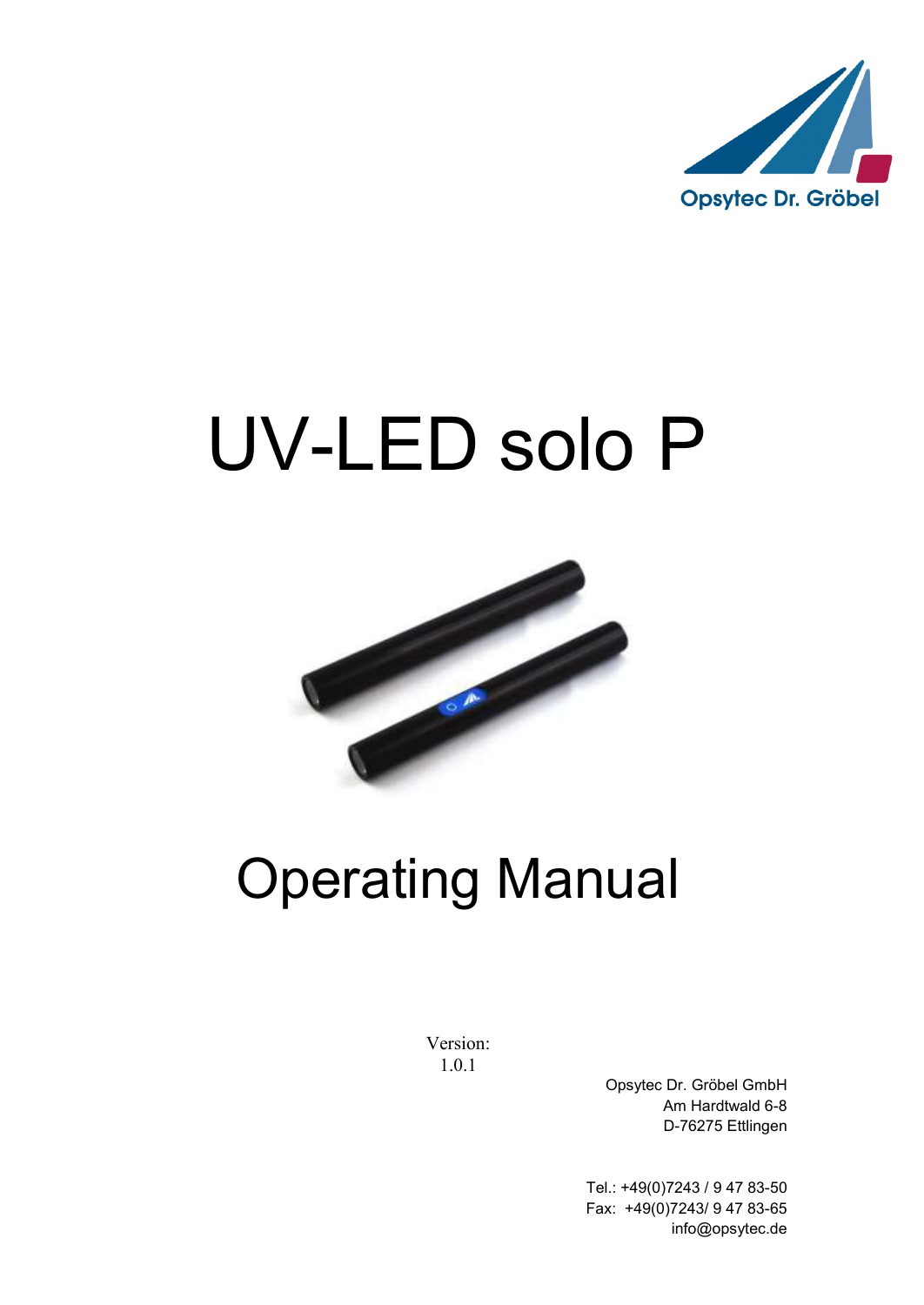Opsytec Dr. Gröbel

# UV-LED solo P

# Operating Manual

Version:
1.0.1

Opsytec Dr. Gröbel GmbH
Am Hardtwald 6-8
D-76275 Ettlingen

Tel.: +49(0)7243 / 9 47 83-50
Fax: +49(0)7243/ 9 47 83-65
info@opsytec.de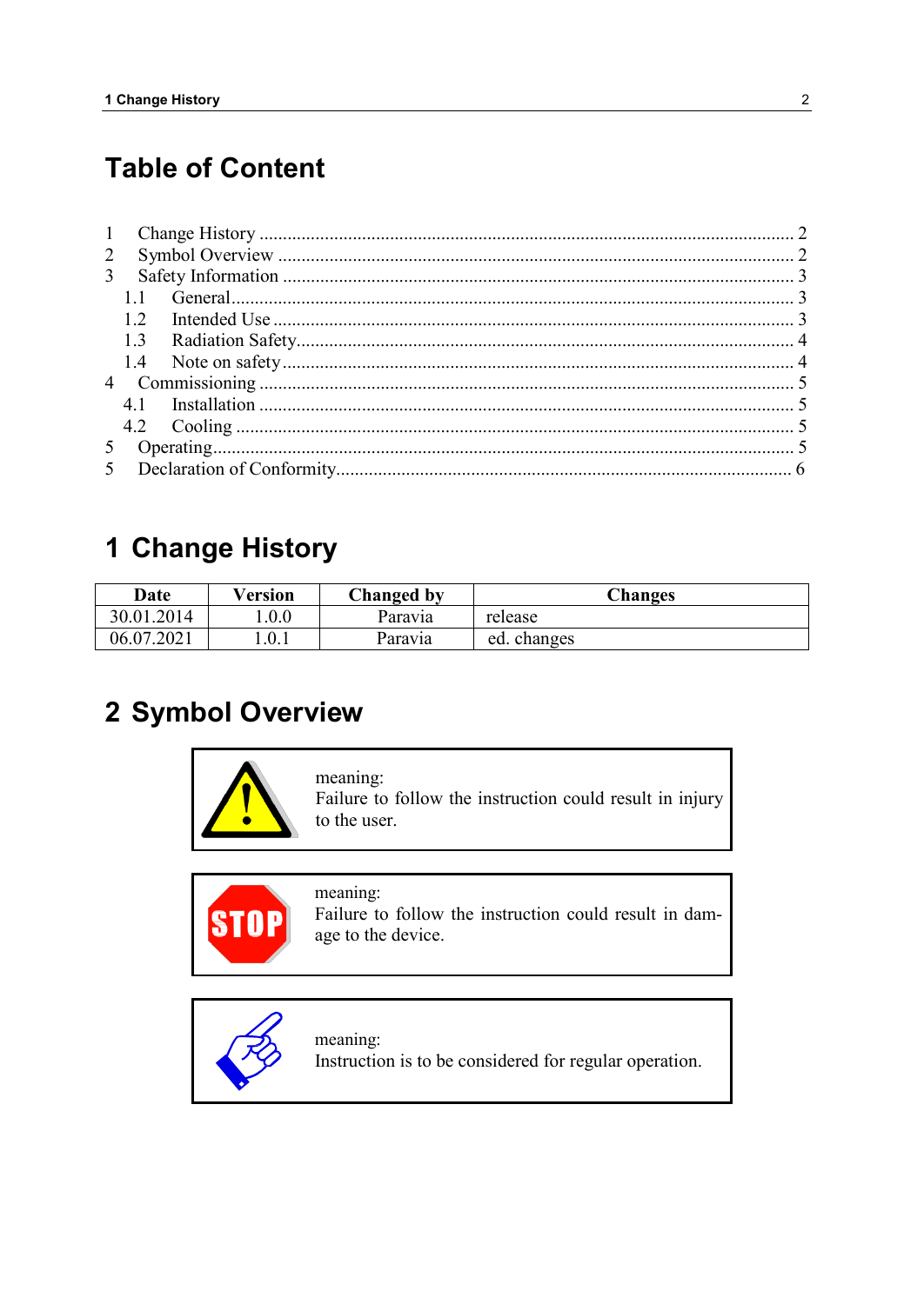# Table of Content

1 Change History ............................................................ 2
2 Symbol Overview ............................................................ 2
3 Safety Information ............................................................ 3
  1.1 General............................................................ 3
  1.2 Intended Use ............................................................ 3
  1.3 Radiation Safety............................................................ 4
  1.4 Note on safety............................................................ 4
4 Commissioning ............................................................ 5
  4.1 Installation ............................................................ 5
  4.2 Cooling ............................................................ 5
5 Operating............................................................ 5
5 Declaration of Conformity............................................................ 6

# 1 Change History

| Date | Version | Changed by | Changes |
|---|---|---|---|
| 30.01.2014 | 1.0.0 | Paravia | release |
| 06.07.2021 | 1.0.1 | Paravia | ed. changes |

# 2 Symbol Overview

| | |
|---|---|
| ⚠ | meaning:<br>Failure to follow the instruction could result in injury to the user. |
| STOP | meaning:<br>Failure to follow the instruction could result in damage to the device. |
| ☞ | meaning:<br>Instruction is to be considered for regular operation. |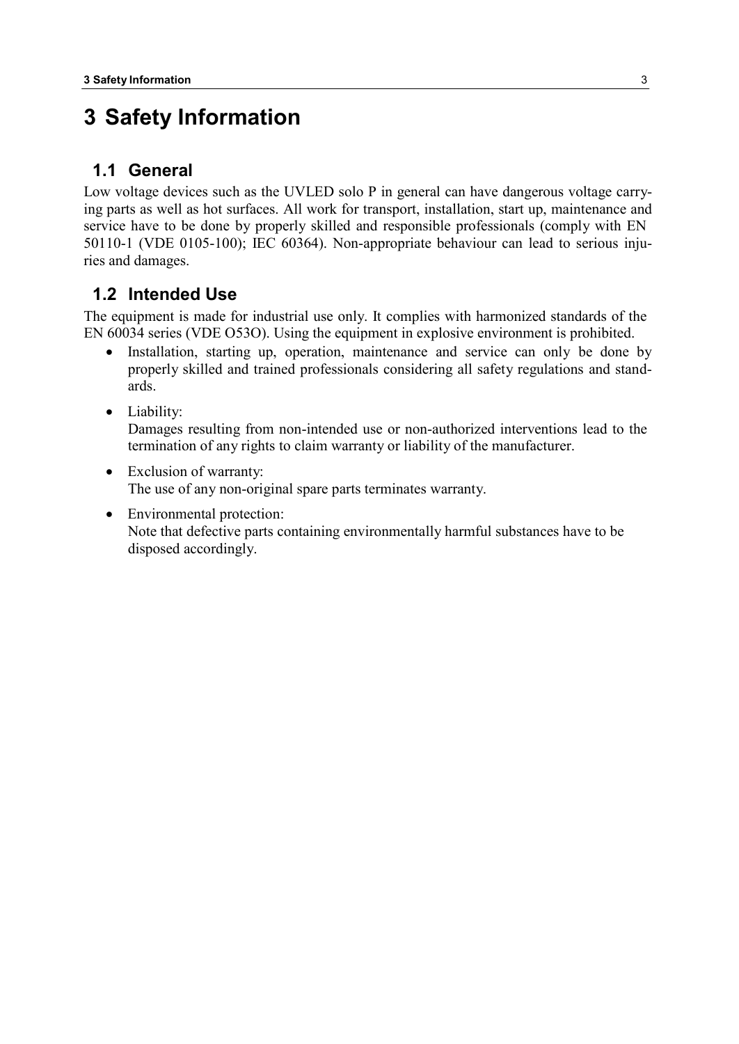# 3 Safety Information

## 1.1 General

Low voltage devices such as the UVLED solo P in general can have dangerous voltage carrying parts as well as hot surfaces. All work for transport, installation, start up, maintenance and service have to be done by properly skilled and responsible professionals (comply with EN 50110-1 (VDE 0105-100); IEC 60364). Non-appropriate behaviour can lead to serious injuries and damages.

## 1.2 Intended Use

The equipment is made for industrial use only. It complies with harmonized standards of the EN 60034 series (VDE O53O). Using the equipment in explosive environment is prohibited.

- Installation, starting up, operation, maintenance and service can only be done by properly skilled and trained professionals considering all safety regulations and standards.
- Liability:
  Damages resulting from non-intended use or non-authorized interventions lead to the termination of any rights to claim warranty or liability of the manufacturer.
- Exclusion of warranty:
  The use of any non-original spare parts terminates warranty.
- Environmental protection:
  Note that defective parts containing environmentally harmful substances have to be disposed accordingly.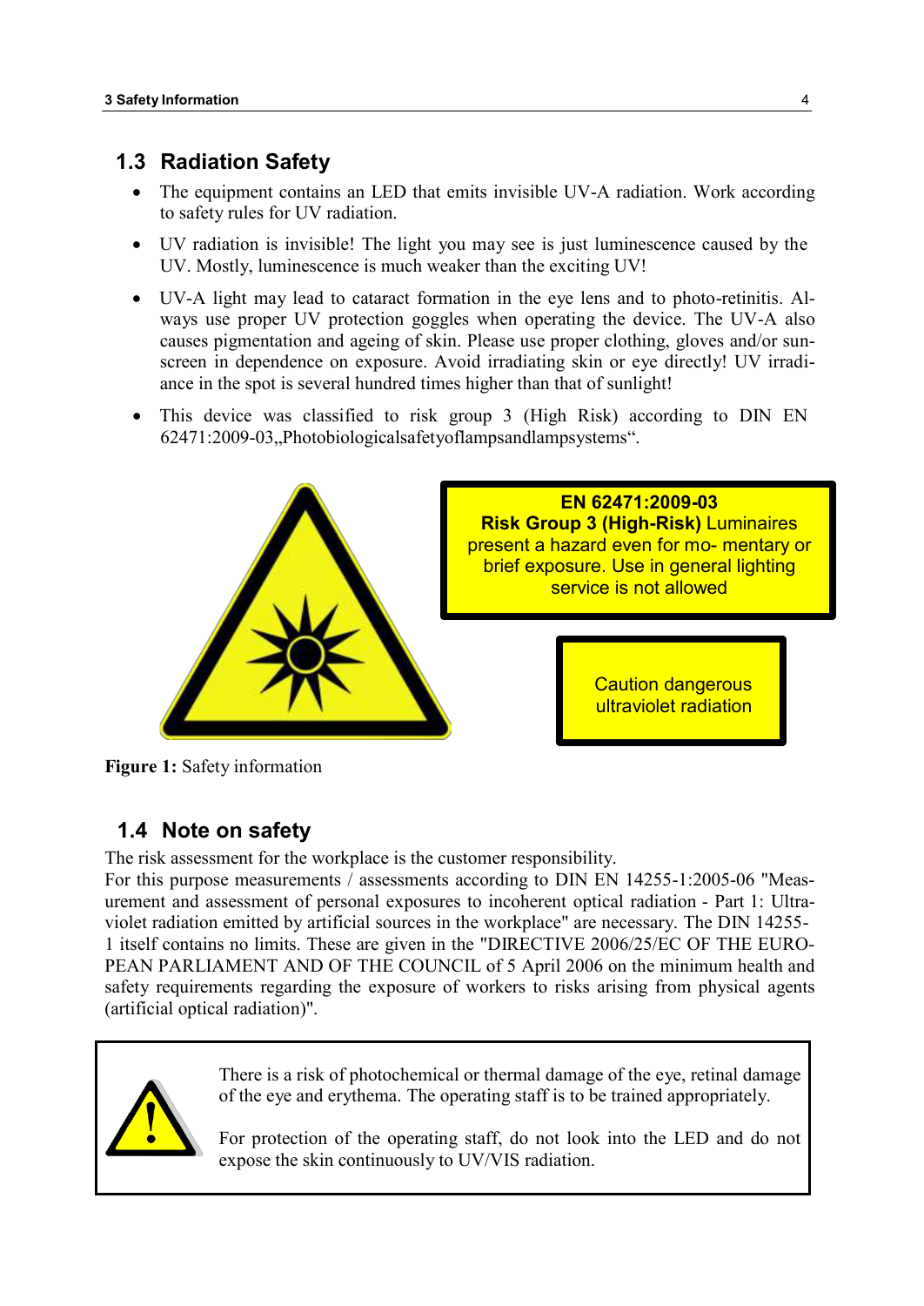## 1.3 Radiation Safety

- The equipment contains an LED that emits invisible UV-A radiation. Work according to safety rules for UV radiation.
- UV radiation is invisible! The light you may see is just luminescence caused by the UV. Mostly, luminescence is much weaker than the exciting UV!
- UV-A light may lead to cataract formation in the eye lens and to photo-retinitis. Always use proper UV protection goggles when operating the device. The UV-A also causes pigmentation and ageing of skin. Please use proper clothing, gloves and/or sunscreen in dependence on exposure. Avoid irradiating skin or eye directly! UV irradiance in the spot is several hundred times higher than that of sunlight!
- This device was classified to risk group 3 (High Risk) according to DIN EN 62471:2009-03„Photobiologicalsafetyoflampsandlampsystems".

**EN 62471:2009-03**
**Risk Group 3 (High-Risk)** Luminaires present a hazard even for mo- mentary or brief exposure. Use in general lighting service is not allowed

Caution dangerous ultraviolet radiation

**Figure 1:** Safety information

## 1.4 Note on safety

The risk assessment for the workplace is the customer responsibility.
For this purpose measurements / assessments according to DIN EN 14255-1:2005-06 "Measurement and assessment of personal exposures to incoherent optical radiation - Part 1: Ultraviolet radiation emitted by artificial sources in the workplace" are necessary. The DIN 14255-1 itself contains no limits. These are given in the "DIRECTIVE 2006/25/EC OF THE EUROPEAN PARLIAMENT AND OF THE COUNCIL of 5 April 2006 on the minimum health and safety requirements regarding the exposure of workers to risks arising from physical agents (artificial optical radiation)".

There is a risk of photochemical or thermal damage of the eye, retinal damage of the eye and erythema. The operating staff is to be trained appropriately.

For protection of the operating staff, do not look into the LED and do not expose the skin continuously to UV/VIS radiation.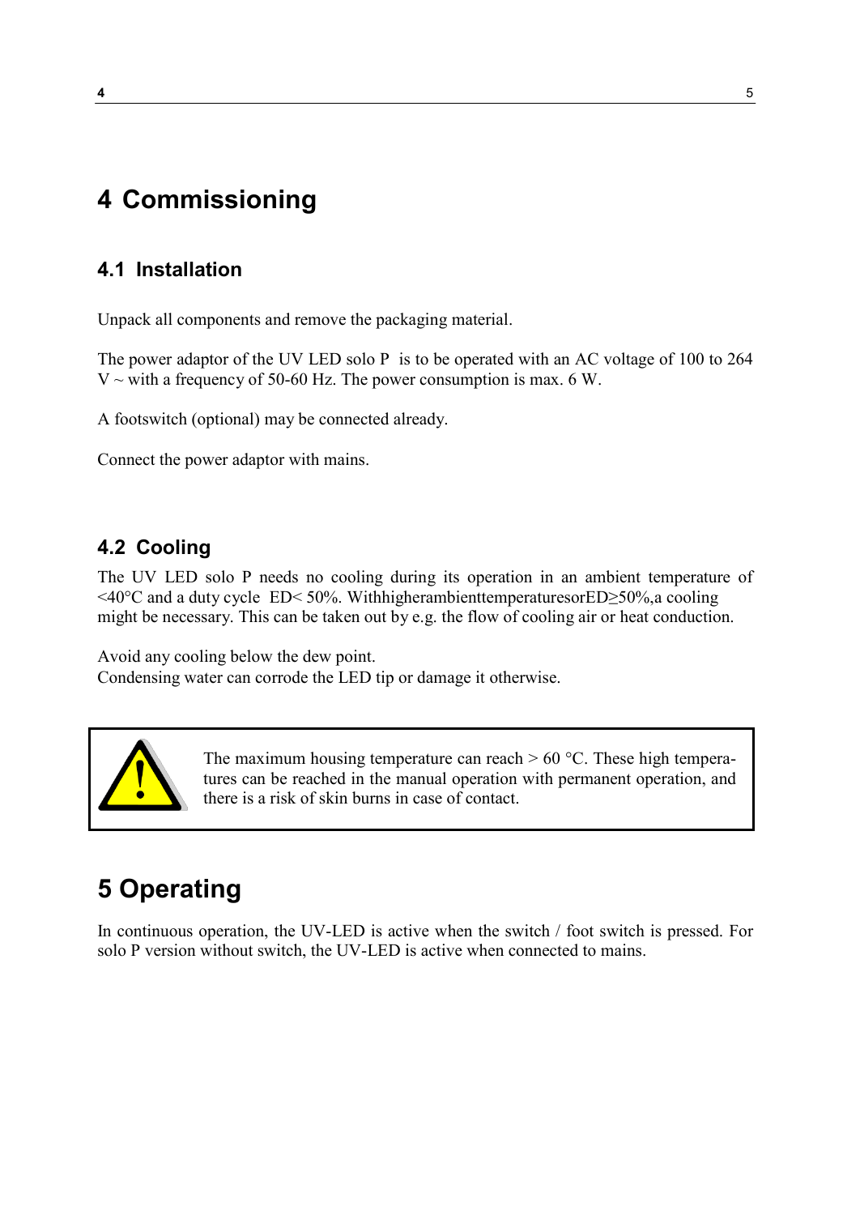# 4 Commissioning

## 4.1 Installation

Unpack all components and remove the packaging material.

The power adaptor of the UV LED solo P is to be operated with an AC voltage of 100 to 264 V ~ with a frequency of 50-60 Hz. The power consumption is max. 6 W.

A footswitch (optional) may be connected already.

Connect the power adaptor with mains.

## 4.2 Cooling

The UV LED solo P needs no cooling during its operation in an ambient temperature of <40°C and a duty cycle ED< 50%. WithhigherambienttemperaturesorED≥50%,a cooling might be necessary. This can be taken out by e.g. the flow of cooling air or heat conduction.

Avoid any cooling below the dew point.
Condensing water can corrode the LED tip or damage it otherwise.

> ⚠ The maximum housing temperature can reach > 60 °C. These high temperatures can be reached in the manual operation with permanent operation, and there is a risk of skin burns in case of contact.

# 5 Operating

In continuous operation, the UV-LED is active when the switch / foot switch is pressed. For solo P version without switch, the UV-LED is active when connected to mains.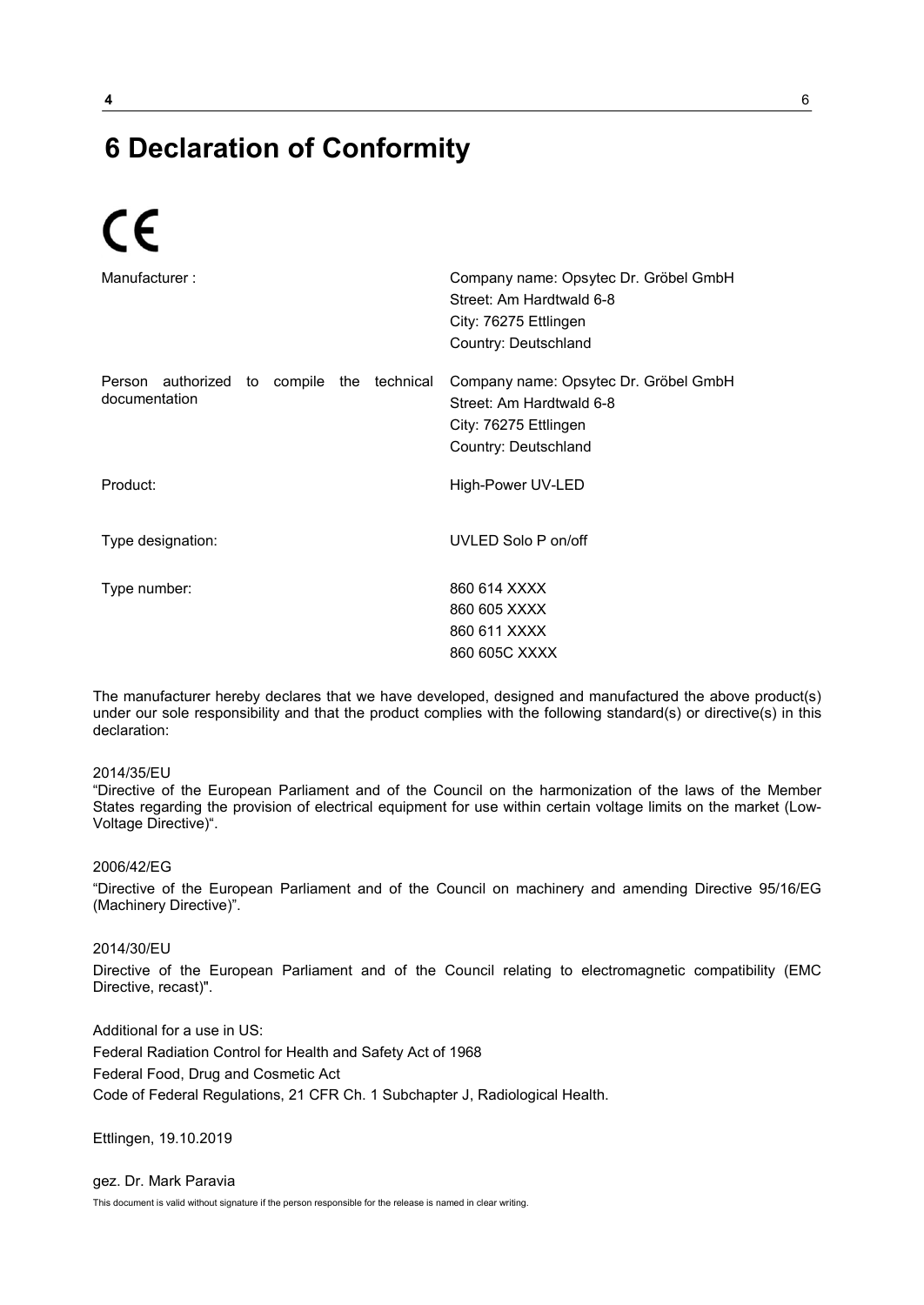# 6 Declaration of Conformity

CE

| | |
|---|---|
| Manufacturer : | Company name: Opsytec Dr. Gröbel GmbH<br>Street: Am Hardtwald 6-8<br>City: 76275 Ettlingen<br>Country: Deutschland |
| Person authorized to compile the technical documentation | Company name: Opsytec Dr. Gröbel GmbH<br>Street: Am Hardtwald 6-8<br>City: 76275 Ettlingen<br>Country: Deutschland |
| Product: | High-Power UV-LED |
| Type designation: | UVLED Solo P on/off |
| Type number: | 860 614 XXXX<br>860 605 XXXX<br>860 611 XXXX<br>860 605C XXXX |

The manufacturer hereby declares that we have developed, designed and manufactured the above product(s) under our sole responsibility and that the product complies with the following standard(s) or directive(s) in this declaration:

2014/35/EU
“Directive of the European Parliament and of the Council on the harmonization of the laws of the Member States regarding the provision of electrical equipment for use within certain voltage limits on the market (Low-Voltage Directive)“.

2006/42/EG
“Directive of the European Parliament and of the Council on machinery and amending Directive 95/16/EG (Machinery Directive)”.

2014/30/EU
Directive of the European Parliament and of the Council relating to electromagnetic compatibility (EMC Directive, recast)".

Additional for a use in US:
Federal Radiation Control for Health and Safety Act of 1968
Federal Food, Drug and Cosmetic Act
Code of Federal Regulations, 21 CFR Ch. 1 Subchapter J, Radiological Health.

Ettlingen, 19.10.2019

gez. Dr. Mark Paravia

This document is valid without signature if the person responsible for the release is named in clear writing.